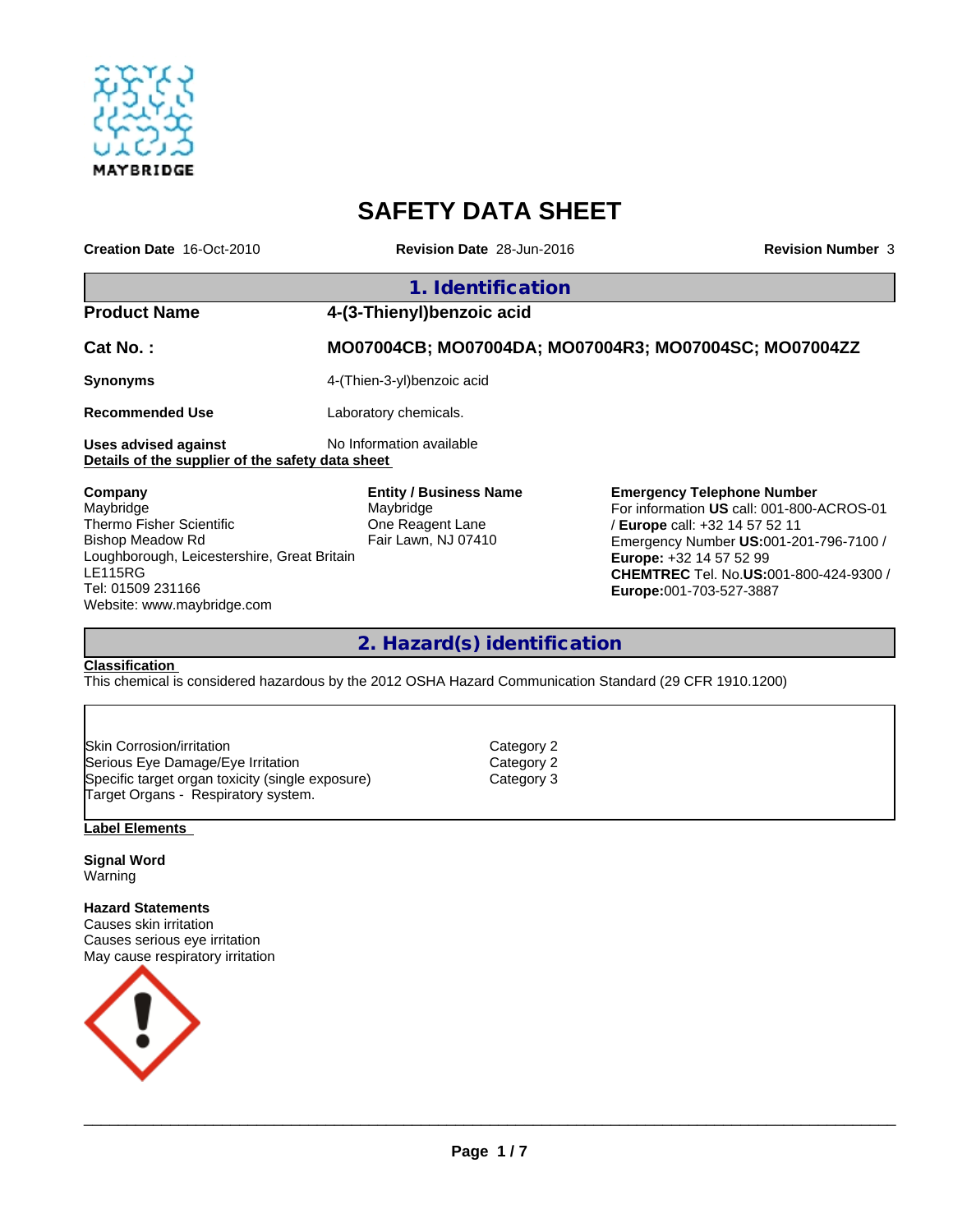# SAFETY DATA SHEET

**Creation Date** 16-Oct-2010 **Revision Date** 28-Jun-2016 **Revision Number** 3

## 1. Identification

**Product Name** 4-(3-Thienyl)benzoic acid

**Cat No. :** MO07004CB; MO07004DA; MO07004R3; MO07004SC; MO07004ZZ

**Synonyms** 4-(Thien-3-yl)benzoic acid

**Recommended Use** Laboratory chemicals.

**Uses advised against** No Information available

**Details of the supplier of the safety data sheet**

**Company**
Maybridge
Thermo Fisher Scientific
Bishop Meadow Rd
Loughborough, Leicestershire, Great Britain
LE115RG
Tel: 01509 231166
Website: www.maybridge.com

**Entity / Business Name**
Maybridge
One Reagent Lane
Fair Lawn, NJ 07410

**Emergency Telephone Number**
For information **US** call: 001-800-ACROS-01 / **Europe** call: +32 14 57 52 11
Emergency Number **US:**001-201-796-7100 / **Europe:** +32 14 57 52 99
**CHEMTREC** Tel. No.**US:**001-800-424-9300 / **Europe:**001-703-527-3887

## 2. Hazard(s) identification

**Classification**

This chemical is considered hazardous by the 2012 OSHA Hazard Communication Standard (29 CFR 1910.1200)

| | |
|---|---|
| Skin Corrosion/irritation | Category 2 |
| Serious Eye Damage/Eye Irritation | Category 2 |
| Specific target organ toxicity (single exposure) | Category 3 |
| Target Organs - Respiratory system. | |

**Label Elements**

**Signal Word**
Warning

**Hazard Statements**
Causes skin irritation
Causes serious eye irritation
May cause respiratory irritation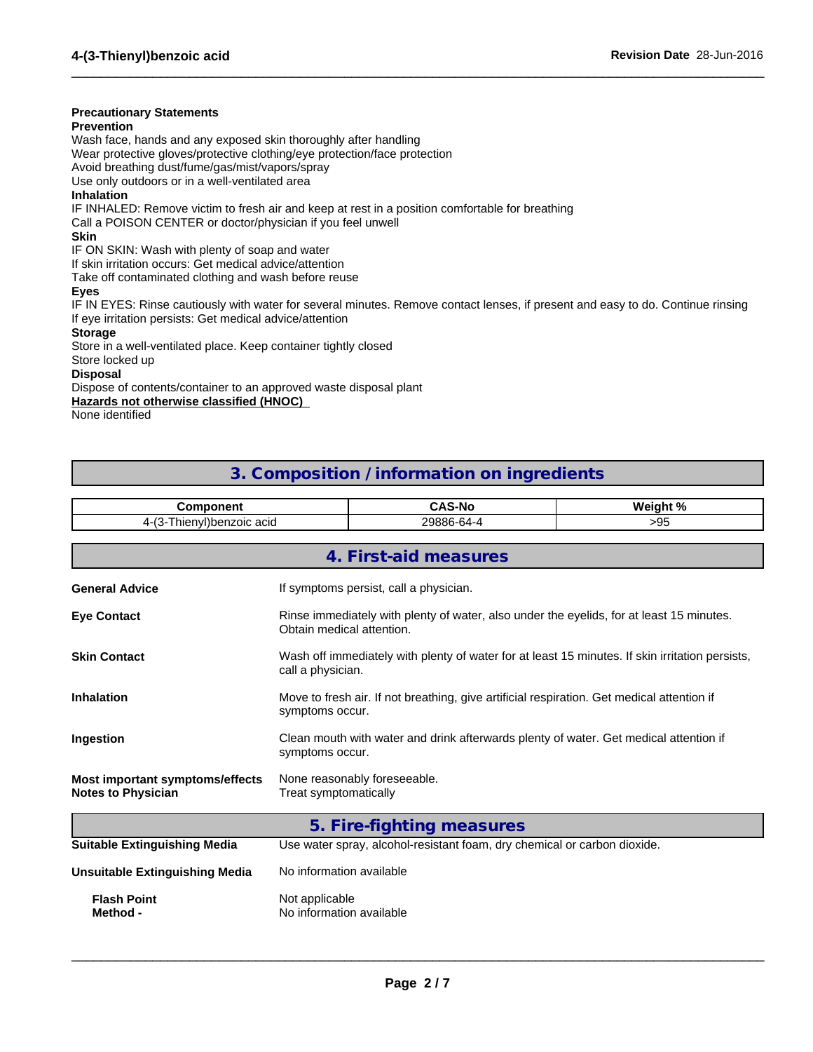**Precautionary Statements**

**Prevention**

Wash face, hands and any exposed skin thoroughly after handling
Wear protective gloves/protective clothing/eye protection/face protection
Avoid breathing dust/fume/gas/mist/vapors/spray
Use only outdoors or in a well-ventilated area

**Inhalation**

IF INHALED: Remove victim to fresh air and keep at rest in a position comfortable for breathing
Call a POISON CENTER or doctor/physician if you feel unwell

**Skin**

IF ON SKIN: Wash with plenty of soap and water
If skin irritation occurs: Get medical advice/attention
Take off contaminated clothing and wash before reuse

**Eyes**

IF IN EYES: Rinse cautiously with water for several minutes. Remove contact lenses, if present and easy to do. Continue rinsing
If eye irritation persists: Get medical advice/attention

**Storage**

Store in a well-ventilated place. Keep container tightly closed
Store locked up

**Disposal**

Dispose of contents/container to an approved waste disposal plant

**Hazards not otherwise classified (HNOC)**

None identified

## 3. Composition / information on ingredients

| Component | CAS-No | Weight % |
|---|---|---|
| 4-(3-Thienyl)benzoic acid | 29886-64-4 | >95 |

## 4. First-aid measures

**General Advice** If symptoms persist, call a physician.

**Eye Contact** Rinse immediately with plenty of water, also under the eyelids, for at least 15 minutes. Obtain medical attention.

**Skin Contact** Wash off immediately with plenty of water for at least 15 minutes. If skin irritation persists, call a physician.

**Inhalation** Move to fresh air. If not breathing, give artificial respiration. Get medical attention if symptoms occur.

**Ingestion** Clean mouth with water and drink afterwards plenty of water. Get medical attention if symptoms occur.

**Most important symptoms/effects** None reasonably foreseeable.

**Notes to Physician** Treat symptomatically

## 5. Fire-fighting measures

**Suitable Extinguishing Media** Use water spray, alcohol-resistant foam, dry chemical or carbon dioxide.

**Unsuitable Extinguishing Media** No information available

**Flash Point** Not applicable

**Method -** No information available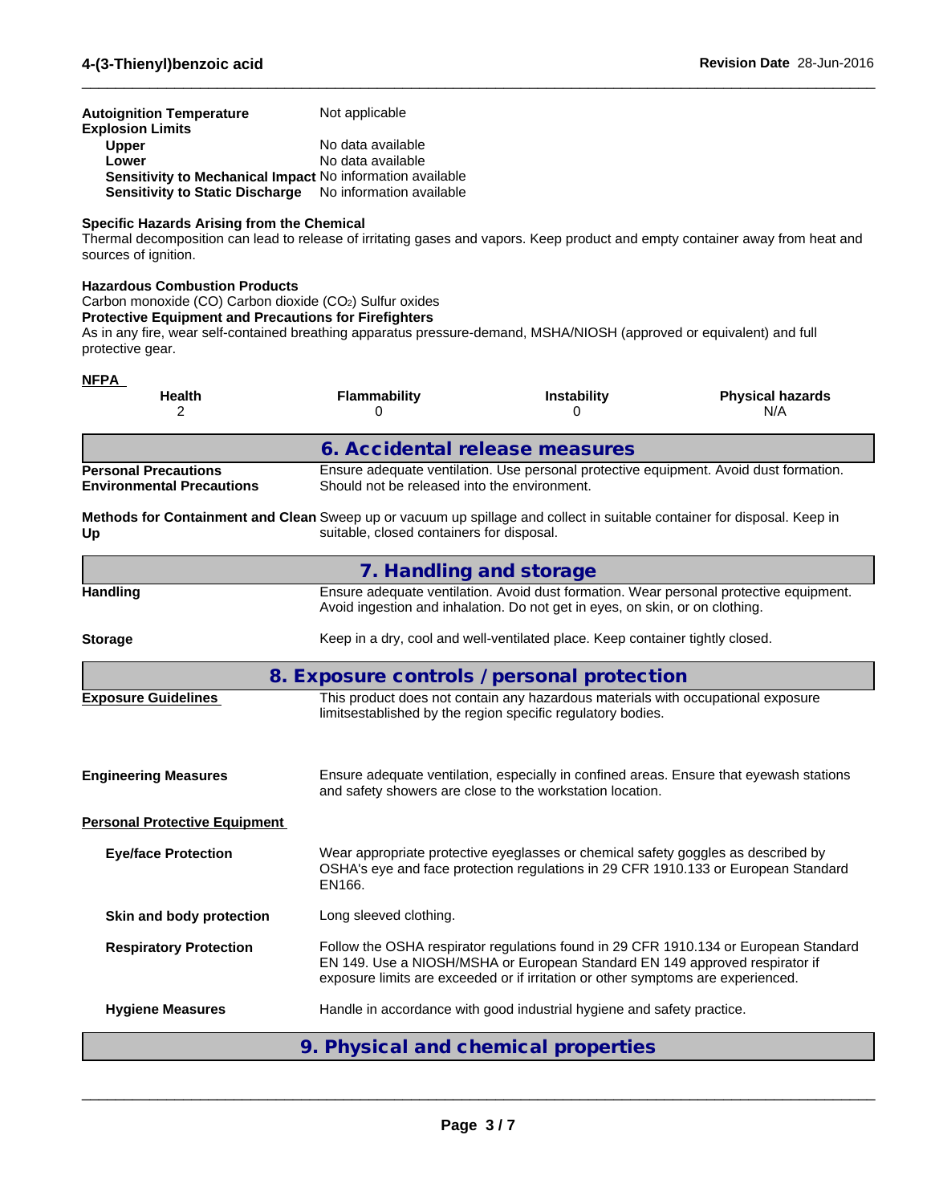**Autoignition Temperature** Not applicable

**Explosion Limits**

| | |
|---|---|
| **Upper** | No data available |
| **Lower** | No data available |
| **Sensitivity to Mechanical Impact** | No information available |
| **Sensitivity to Static Discharge** | No information available |

**Specific Hazards Arising from the Chemical**

Thermal decomposition can lead to release of irritating gases and vapors. Keep product and empty container away from heat and sources of ignition.

**Hazardous Combustion Products**

Carbon monoxide (CO) Carbon dioxide ($CO_2$) Sulfur oxides

**Protective Equipment and Precautions for Firefighters**

As in any fire, wear self-contained breathing apparatus pressure-demand, MSHA/NIOSH (approved or equivalent) and full protective gear.

**NFPA**

| Health | Flammability | Instability | Physical hazards |
|---|---|---|---|
| 2 | 0 | 0 | N/A |

## 6. Accidental release measures

**Personal Precautions** Ensure adequate ventilation. Use personal protective equipment. Avoid dust formation.

**Environmental Precautions** Should not be released into the environment.

**Methods for Containment and Clean Up** Sweep up or vacuum up spillage and collect in suitable container for disposal. Keep in suitable, closed containers for disposal.

## 7. Handling and storage

**Handling** Ensure adequate ventilation. Avoid dust formation. Wear personal protective equipment. Avoid ingestion and inhalation. Do not get in eyes, on skin, or on clothing.

**Storage** Keep in a dry, cool and well-ventilated place. Keep container tightly closed.

## 8. Exposure controls / personal protection

**Exposure Guidelines** This product does not contain any hazardous materials with occupational exposure limitsestablished by the region specific regulatory bodies.

**Engineering Measures** Ensure adequate ventilation, especially in confined areas. Ensure that eyewash stations and safety showers are close to the workstation location.

**Personal Protective Equipment**

**Eye/face Protection** Wear appropriate protective eyeglasses or chemical safety goggles as described by OSHA's eye and face protection regulations in 29 CFR 1910.133 or European Standard EN166.

**Skin and body protection** Long sleeved clothing.

**Respiratory Protection** Follow the OSHA respirator regulations found in 29 CFR 1910.134 or European Standard EN 149. Use a NIOSH/MSHA or European Standard EN 149 approved respirator if exposure limits are exceeded or if irritation or other symptoms are experienced.

**Hygiene Measures** Handle in accordance with good industrial hygiene and safety practice.

## 9. Physical and chemical properties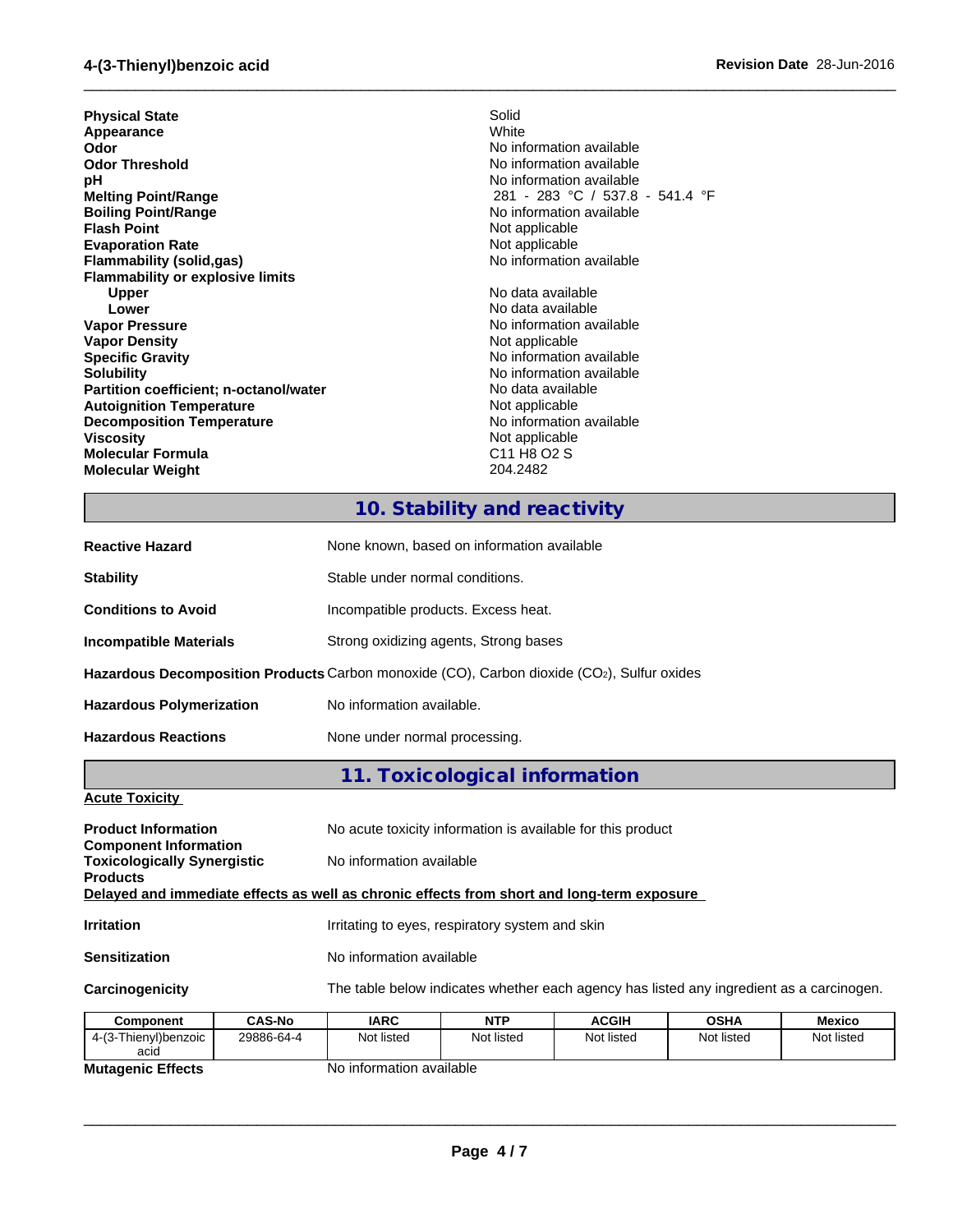| | |
|---|---|
| **Physical State** | Solid |
| **Appearance** | White |
| **Odor** | No information available |
| **Odor Threshold** | No information available |
| **pH** | No information available |
| **Melting Point/Range** | 281 - 283 °C / 537.8 - 541.4 °F |
| **Boiling Point/Range** | No information available |
| **Flash Point** | Not applicable |
| **Evaporation Rate** | Not applicable |
| **Flammability (solid,gas)** | No information available |
| **Flammability or explosive limits** | |
| **Upper** | No data available |
| **Lower** | No data available |
| **Vapor Pressure** | No information available |
| **Vapor Density** | Not applicable |
| **Specific Gravity** | No information available |
| **Solubility** | No information available |
| **Partition coefficient; n-octanol/water** | No data available |
| **Autoignition Temperature** | Not applicable |
| **Decomposition Temperature** | No information available |
| **Viscosity** | Not applicable |
| **Molecular Formula** | C11 H8 O2 S |
| **Molecular Weight** | 204.2482 |

## 10. Stability and reactivity

**Reactive Hazard** None known, based on information available

**Stability** Stable under normal conditions.

**Conditions to Avoid** Incompatible products. Excess heat.

**Incompatible Materials** Strong oxidizing agents, Strong bases

**Hazardous Decomposition Products** Carbon monoxide (CO), Carbon dioxide ($CO_2$), Sulfur oxides

**Hazardous Polymerization** No information available.

**Hazardous Reactions** None under normal processing.

## 11. Toxicological information

**Acute Toxicity**

**Product Information** No acute toxicity information is available for this product

**Component Information**

**Toxicologically Synergistic Products** No information available

**Delayed and immediate effects as well as chronic effects from short and long-term exposure**

**Irritation** Irritating to eyes, respiratory system and skin

**Sensitization** No information available

**Carcinogenicity** The table below indicates whether each agency has listed any ingredient as a carcinogen.

| Component | CAS-No | IARC | NTP | ACGIH | OSHA | Mexico |
|---|---|---|---|---|---|---|
| 4-(3-Thienyl)benzoic acid | 29886-64-4 | Not listed | Not listed | Not listed | Not listed | Not listed |

**Mutagenic Effects** No information available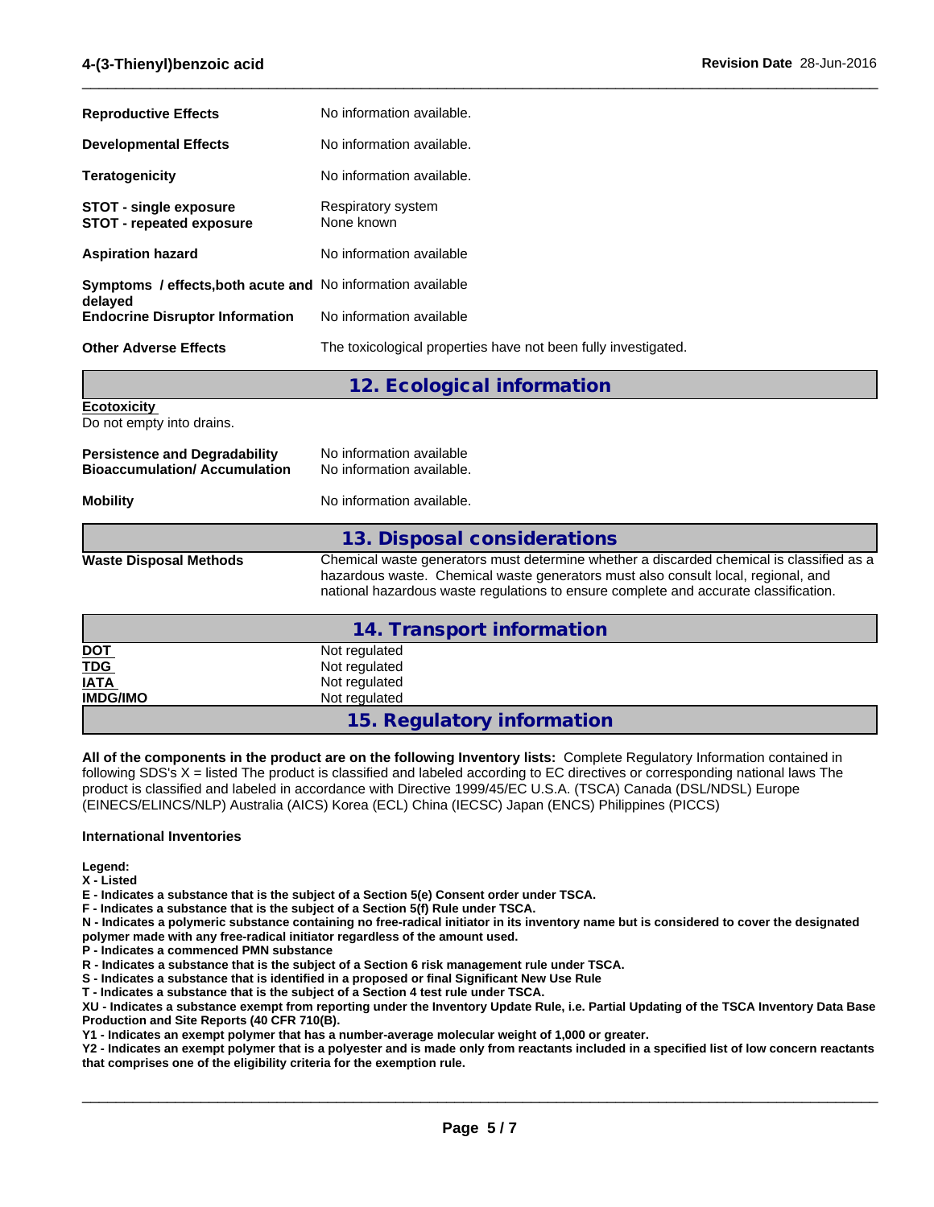| | |
|---|---|
| **Reproductive Effects** | No information available. |
| **Developmental Effects** | No information available. |
| **Teratogenicity** | No information available. |
| **STOT - single exposure** | Respiratory system |
| **STOT - repeated exposure** | None known |
| **Aspiration hazard** | No information available |
| **Symptoms / effects,both acute and delayed** | No information available |
| **Endocrine Disruptor Information** | No information available |
| **Other Adverse Effects** | The toxicological properties have not been fully investigated. |

## 12. Ecological information

**Ecotoxicity**

Do not empty into drains.

| | |
|---|---|
| **Persistence and Degradability** | No information available |
| **Bioaccumulation/ Accumulation** | No information available. |
| **Mobility** | No information available. |

## 13. Disposal considerations

| | |
|---|---|
| **Waste Disposal Methods** | Chemical waste generators must determine whether a discarded chemical is classified as a hazardous waste. Chemical waste generators must also consult local, regional, and national hazardous waste regulations to ensure complete and accurate classification. |

## 14. Transport information

| | |
|---|---|
| **DOT** | Not regulated |
| **TDG** | Not regulated |
| **IATA** | Not regulated |
| **IMDG/IMO** | Not regulated |

## 15. Regulatory information

**All of the components in the product are on the following Inventory lists:** Complete Regulatory Information contained in following SDS's X = listed The product is classified and labeled according to EC directives or corresponding national laws The product is classified and labeled in accordance with Directive 1999/45/EC U.S.A. (TSCA) Canada (DSL/NDSL) Europe (EINECS/ELINCS/NLP) Australia (AICS) Korea (ECL) China (IECSC) Japan (ENCS) Philippines (PICCS)

**International Inventories**

**Legend:**
**X - Listed**
**E - Indicates a substance that is the subject of a Section 5(e) Consent order under TSCA.**
**F - Indicates a substance that is the subject of a Section 5(f) Rule under TSCA.**
**N - Indicates a polymeric substance containing no free-radical initiator in its inventory name but is considered to cover the designated polymer made with any free-radical initiator regardless of the amount used.**
**P - Indicates a commenced PMN substance**
**R - Indicates a substance that is the subject of a Section 6 risk management rule under TSCA.**
**S - Indicates a substance that is identified in a proposed or final Significant New Use Rule**
**T - Indicates a substance that is the subject of a Section 4 test rule under TSCA.**
**XU - Indicates a substance exempt from reporting under the Inventory Update Rule, i.e. Partial Updating of the TSCA Inventory Data Base Production and Site Reports (40 CFR 710(B).**
**Y1 - Indicates an exempt polymer that has a number-average molecular weight of 1,000 or greater.**
**Y2 - Indicates an exempt polymer that is a polyester and is made only from reactants included in a specified list of low concern reactants that comprises one of the eligibility criteria for the exemption rule.**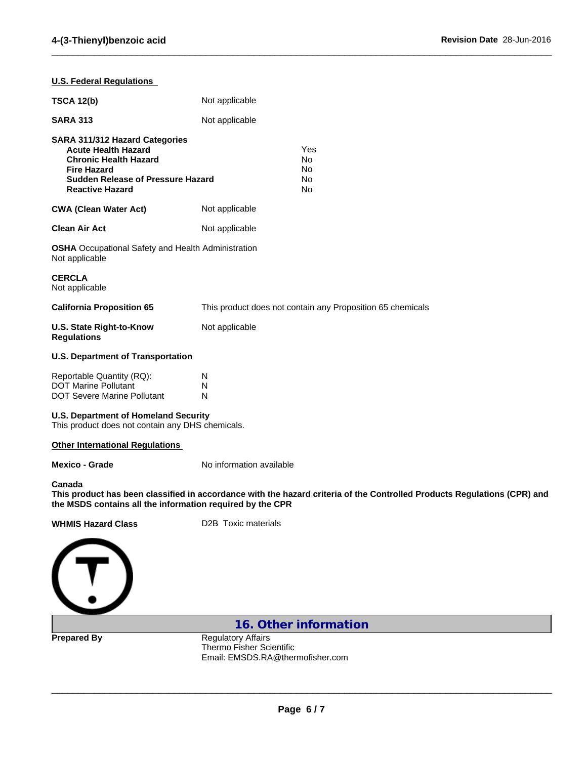### U.S. Federal Regulations

| | |
|---|---|
| **TSCA 12(b)** | Not applicable |
| **SARA 313** | Not applicable |

**SARA 311/312 Hazard Categories**

| | |
|---|---|
| **Acute Health Hazard** | Yes |
| **Chronic Health Hazard** | No |
| **Fire Hazard** | No |
| **Sudden Release of Pressure Hazard** | No |
| **Reactive Hazard** | No |

| | |
|---|---|
| **CWA (Clean Water Act)** | Not applicable |
| **Clean Air Act** | Not applicable |

**OSHA** Occupational Safety and Health Administration
Not applicable

**CERCLA**
Not applicable

| | |
|---|---|
| **California Proposition 65** | This product does not contain any Proposition 65 chemicals |
| **U.S. State Right-to-Know Regulations** | Not applicable |

**U.S. Department of Transportation**

| | |
|---|---|
| Reportable Quantity (RQ): | N |
| DOT Marine Pollutant | N |
| DOT Severe Marine Pollutant | N |

**U.S. Department of Homeland Security**
This product does not contain any DHS chemicals.

### Other International Regulations

| | |
|---|---|
| **Mexico - Grade** | No information available |

**Canada**
**This product has been classified in accordance with the hazard criteria of the Controlled Products Regulations (CPR) and the MSDS contains all the information required by the CPR**

| | |
|---|---|
| **WHMIS Hazard Class** | D2B Toxic materials |

## 16. Other information

**Prepared By**
Regulatory Affairs
Thermo Fisher Scientific
Email: EMSDS.RA@thermofisher.com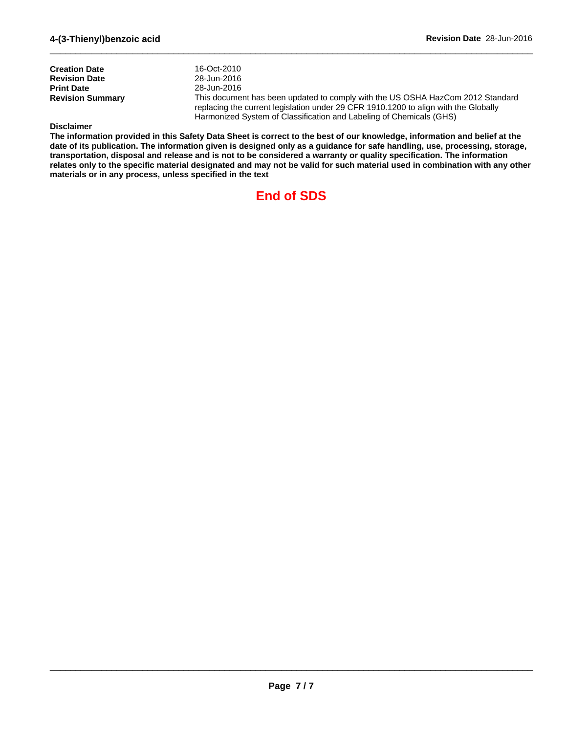| | |
|---|---|
| **Creation Date** | 16-Oct-2010 |
| **Revision Date** | 28-Jun-2016 |
| **Print Date** | 28-Jun-2016 |
| **Revision Summary** | This document has been updated to comply with the US OSHA HazCom 2012 Standard replacing the current legislation under 29 CFR 1910.1200 to align with the Globally Harmonized System of Classification and Labeling of Chemicals (GHS) |

**Disclaimer**

**The information provided in this Safety Data Sheet is correct to the best of our knowledge, information and belief at the date of its publication. The information given is designed only as a guidance for safe handling, use, processing, storage, transportation, disposal and release and is not to be considered a warranty or quality specification. The information relates only to the specific material designated and may not be valid for such material used in combination with any other materials or in any process, unless specified in the text**

**End of SDS**